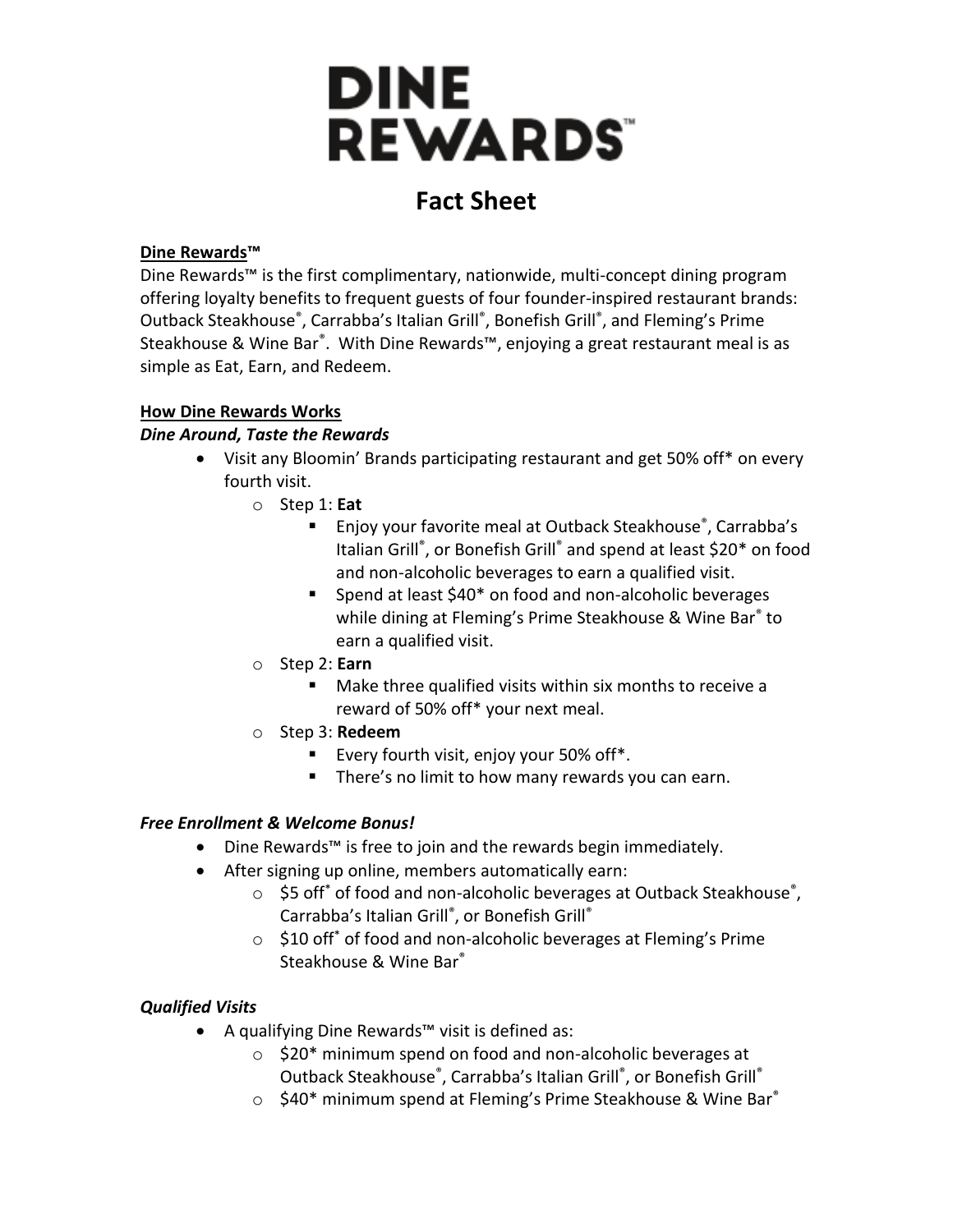# DINE REWARDS™

## Fact Sheet

**Dine Rewards™**

Dine Rewards™ is the first complimentary, nationwide, multi-concept dining program offering loyalty benefits to frequent guests of four founder-inspired restaurant brands: Outback Steakhouse®, Carrabba's Italian Grill®, Bonefish Grill®, and Fleming's Prime Steakhouse & Wine Bar®. With Dine Rewards™, enjoying a great restaurant meal is as simple as Eat, Earn, and Redeem.

**How Dine Rewards Works**

***Dine Around, Taste the Rewards***

- Visit any Bloomin' Brands participating restaurant and get 50% off* on every fourth visit.
  - Step 1: **Eat**
    - Enjoy your favorite meal at Outback Steakhouse®, Carrabba's Italian Grill®, or Bonefish Grill® and spend at least $20* on food and non-alcoholic beverages to earn a qualified visit.
    - Spend at least $40* on food and non-alcoholic beverages while dining at Fleming's Prime Steakhouse & Wine Bar® to earn a qualified visit.
  - Step 2: **Earn**
    - Make three qualified visits within six months to receive a reward of 50% off* your next meal.
  - Step 3: **Redeem**
    - Every fourth visit, enjoy your 50% off*.
    - There's no limit to how many rewards you can earn.

***Free Enrollment & Welcome Bonus!***

- Dine Rewards™ is free to join and the rewards begin immediately.
- After signing up online, members automatically earn:
  - $5 off* of food and non-alcoholic beverages at Outback Steakhouse®, Carrabba's Italian Grill®, or Bonefish Grill®
  - $10 off* of food and non-alcoholic beverages at Fleming's Prime Steakhouse & Wine Bar®

***Qualified Visits***

- A qualifying Dine Rewards™ visit is defined as:
  - $20* minimum spend on food and non-alcoholic beverages at Outback Steakhouse®, Carrabba's Italian Grill®, or Bonefish Grill®
  - $40* minimum spend at Fleming's Prime Steakhouse & Wine Bar®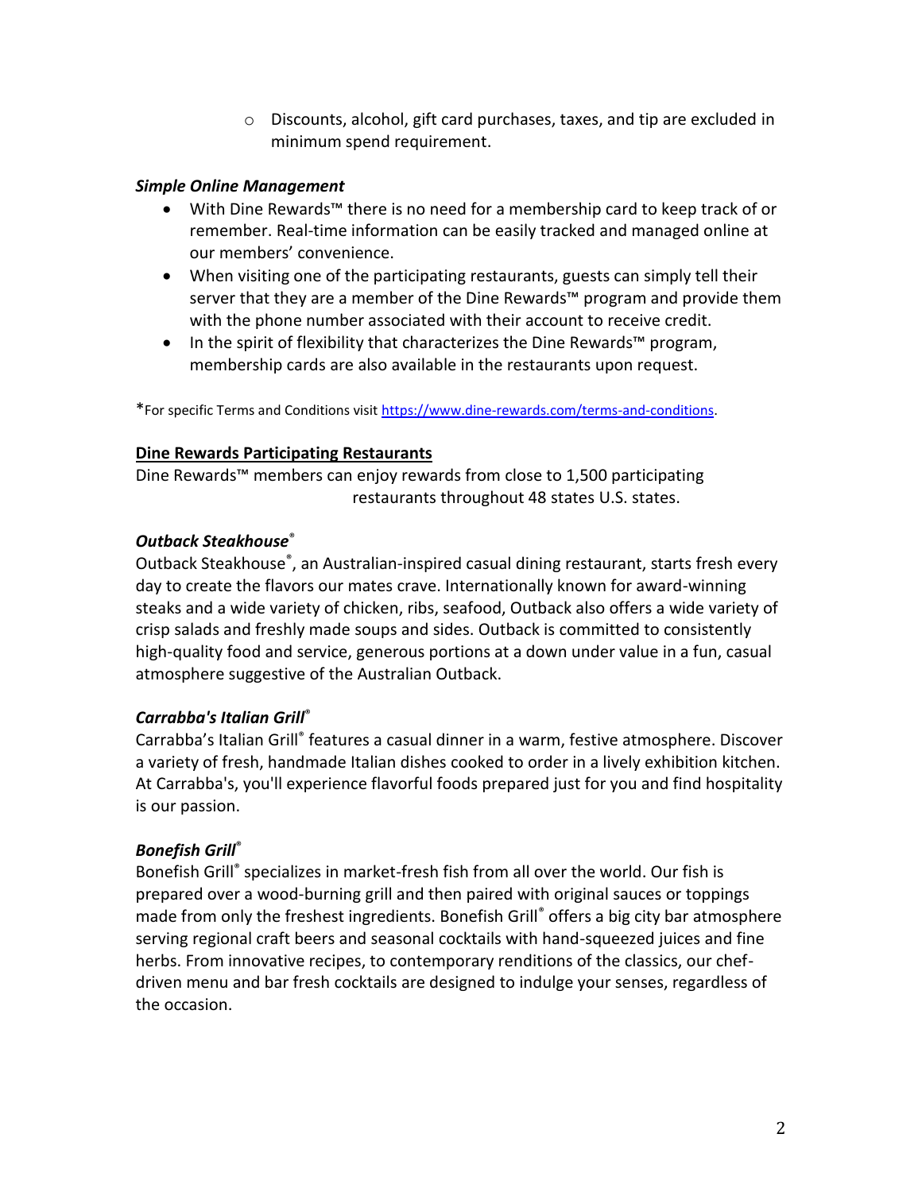- Discounts, alcohol, gift card purchases, taxes, and tip are excluded in minimum spend requirement.

***Simple Online Management***

- With Dine Rewards™ there is no need for a membership card to keep track of or remember. Real-time information can be easily tracked and managed online at our members' convenience.
- When visiting one of the participating restaurants, guests can simply tell their server that they are a member of the Dine Rewards™ program and provide them with the phone number associated with their account to receive credit.
- In the spirit of flexibility that characterizes the Dine Rewards™ program, membership cards are also available in the restaurants upon request.

*For specific Terms and Conditions visit [https://www.dine-rewards.com/terms-and-conditions](https://www.dine-rewards.com/terms-and-conditions).

**Dine Rewards Participating Restaurants**

Dine Rewards™ members can enjoy rewards from close to 1,500 participating restaurants throughout 48 states U.S. states.

***Outback Steakhouse®***

Outback Steakhouse®, an Australian-inspired casual dining restaurant, starts fresh every day to create the flavors our mates crave. Internationally known for award-winning steaks and a wide variety of chicken, ribs, seafood, Outback also offers a wide variety of crisp salads and freshly made soups and sides. Outback is committed to consistently high-quality food and service, generous portions at a down under value in a fun, casual atmosphere suggestive of the Australian Outback.

***Carrabba's Italian Grill®***

Carrabba's Italian Grill® features a casual dinner in a warm, festive atmosphere. Discover a variety of fresh, handmade Italian dishes cooked to order in a lively exhibition kitchen. At Carrabba's, you'll experience flavorful foods prepared just for you and find hospitality is our passion.

***Bonefish Grill®***

Bonefish Grill® specializes in market-fresh fish from all over the world. Our fish is prepared over a wood-burning grill and then paired with original sauces or toppings made from only the freshest ingredients. Bonefish Grill® offers a big city bar atmosphere serving regional craft beers and seasonal cocktails with hand-squeezed juices and fine herbs. From innovative recipes, to contemporary renditions of the classics, our chef-driven menu and bar fresh cocktails are designed to indulge your senses, regardless of the occasion.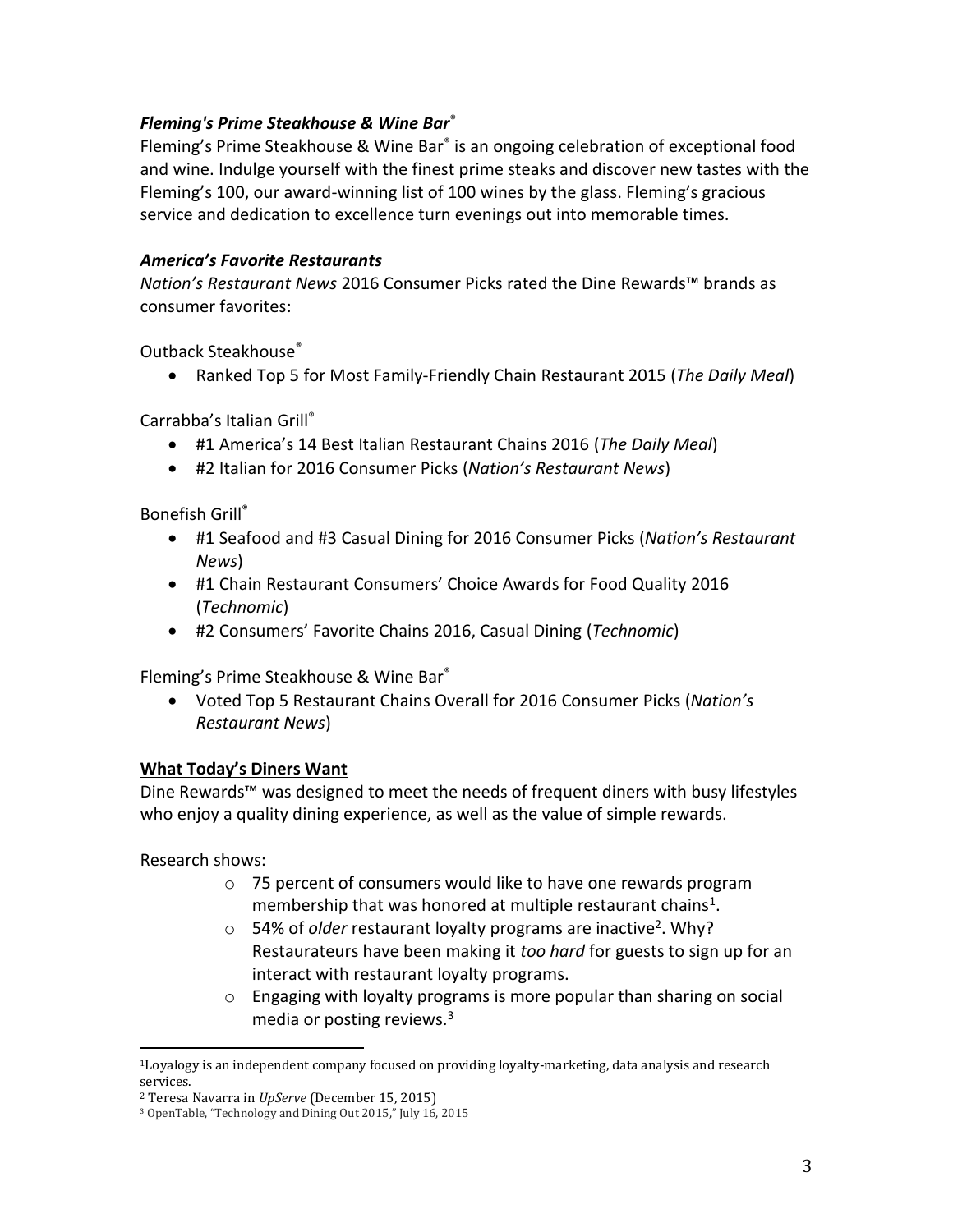### ***Fleming's Prime Steakhouse & Wine Bar®***

Fleming's Prime Steakhouse & Wine Bar® is an ongoing celebration of exceptional food and wine. Indulge yourself with the finest prime steaks and discover new tastes with the Fleming's 100, our award-winning list of 100 wines by the glass. Fleming's gracious service and dedication to excellence turn evenings out into memorable times.

### ***America's Favorite Restaurants***

*Nation's Restaurant News* 2016 Consumer Picks rated the Dine Rewards™ brands as consumer favorites:

Outback Steakhouse®

- Ranked Top 5 for Most Family-Friendly Chain Restaurant 2015 (*The Daily Meal*)

Carrabba's Italian Grill®

- #1 America's 14 Best Italian Restaurant Chains 2016 (*The Daily Meal*)
- #2 Italian for 2016 Consumer Picks (*Nation's Restaurant News*)

Bonefish Grill®

- #1 Seafood and #3 Casual Dining for 2016 Consumer Picks (*Nation's Restaurant News*)
- #1 Chain Restaurant Consumers' Choice Awards for Food Quality 2016 (*Technomic*)
- #2 Consumers' Favorite Chains 2016, Casual Dining (*Technomic*)

Fleming's Prime Steakhouse & Wine Bar®

- Voted Top 5 Restaurant Chains Overall for 2016 Consumer Picks (*Nation's Restaurant News*)

## **<u>What Today's Diners Want</u>**

Dine Rewards™ was designed to meet the needs of frequent diners with busy lifestyles who enjoy a quality dining experience, as well as the value of simple rewards.

Research shows:

- 75 percent of consumers would like to have one rewards program membership that was honored at multiple restaurant chains[1].
- 54% of *older* restaurant loyalty programs are inactive[2]. Why? Restaurateurs have been making it *too hard* for guests to sign up for an interact with restaurant loyalty programs.
- Engaging with loyalty programs is more popular than sharing on social media or posting reviews.[3]

---

[1] Loyalogy is an independent company focused on providing loyalty-marketing, data analysis and research services.

[2] Teresa Navarra in *UpServe* (December 15, 2015)

[3] OpenTable, "Technology and Dining Out 2015," July 16, 2015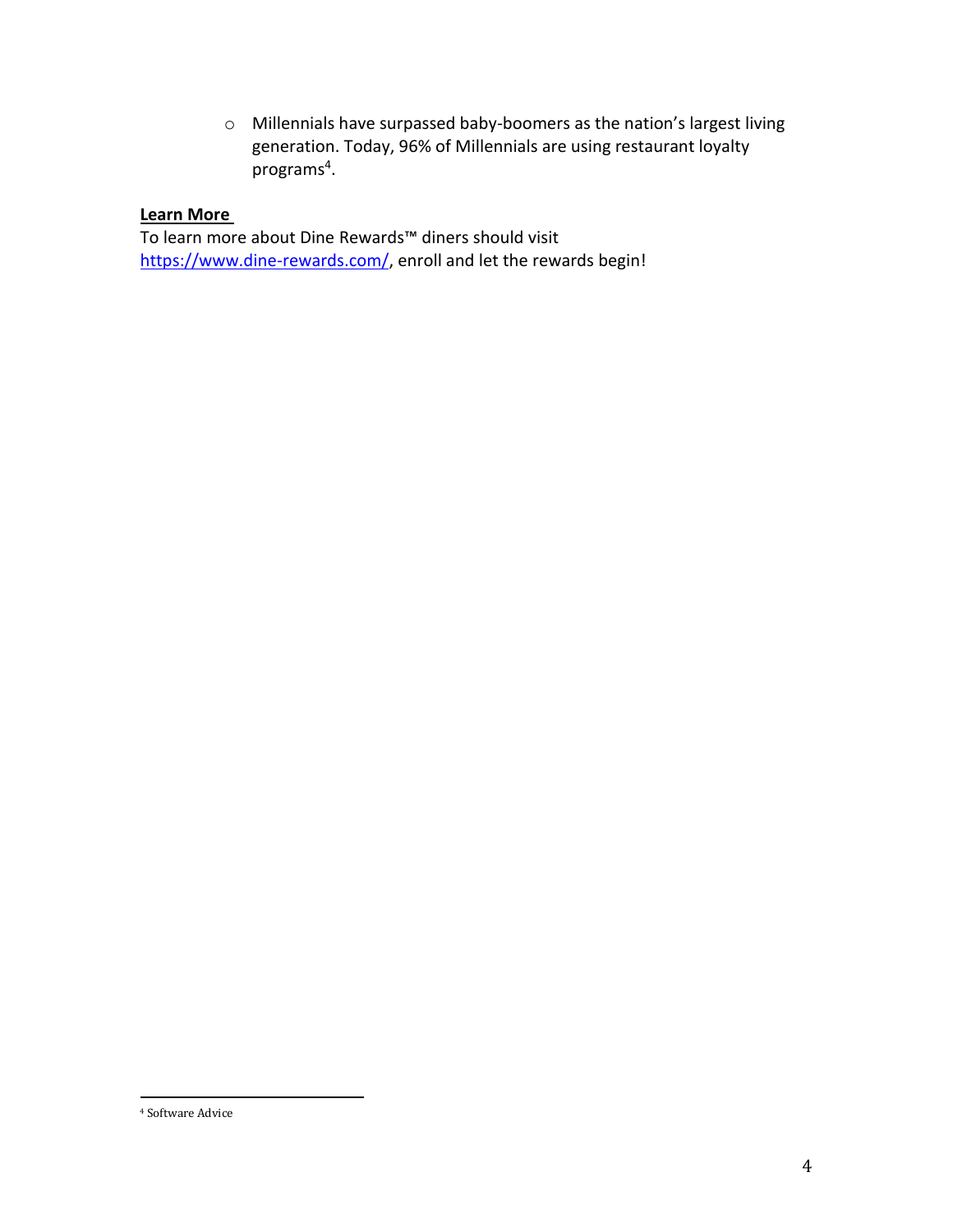- Millennials have surpassed baby-boomers as the nation's largest living generation. Today, 96% of Millennials are using restaurant loyalty programs[4].

**Learn More**

To learn more about Dine Rewards™ diners should visit [https://www.dine-rewards.com/](https://www.dine-rewards.com/), enroll and let the rewards begin!

[4] Software Advice